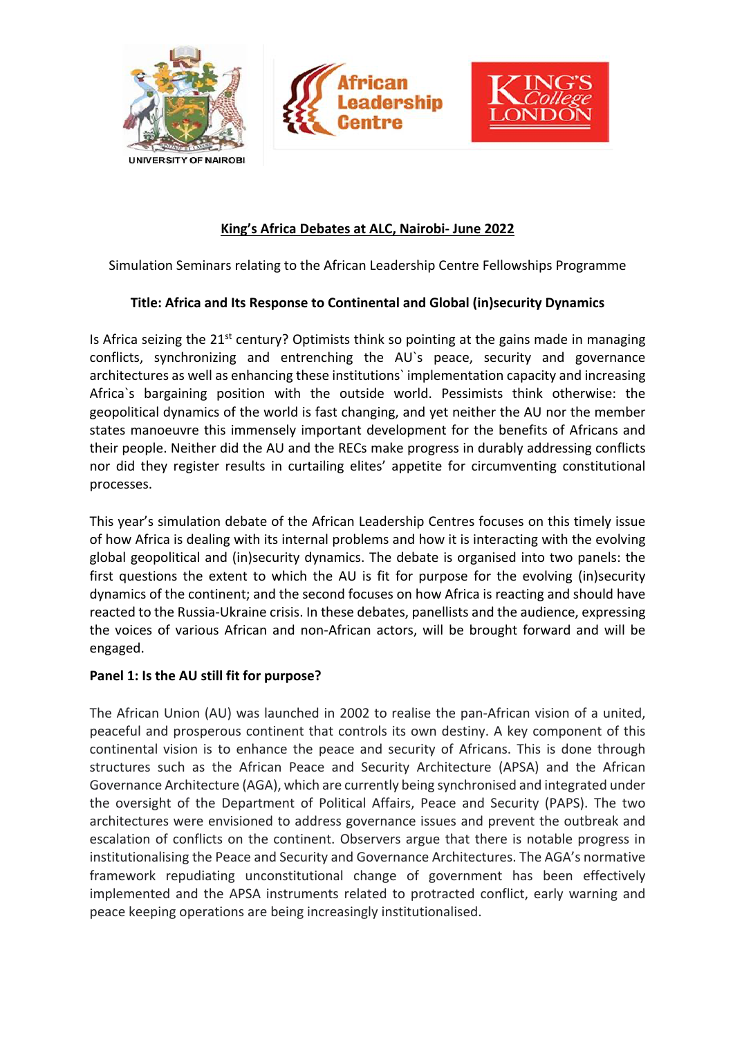UNIVERSITY OF NAIROBI

African Leadership Centre

KING'S College LONDON

**King's Africa Debates at ALC, Nairobi- June 2022**

Simulation Seminars relating to the African Leadership Centre Fellowships Programme

**Title: Africa and Its Response to Continental and Global (in)security Dynamics**

Is Africa seizing the 21st century? Optimists think so pointing at the gains made in managing conflicts, synchronizing and entrenching the AU`s peace, security and governance architectures as well as enhancing these institutions` implementation capacity and increasing Africa`s bargaining position with the outside world. Pessimists think otherwise: the geopolitical dynamics of the world is fast changing, and yet neither the AU nor the member states manoeuvre this immensely important development for the benefits of Africans and their people. Neither did the AU and the RECs make progress in durably addressing conflicts nor did they register results in curtailing elites' appetite for circumventing constitutional processes.

This year's simulation debate of the African Leadership Centres focuses on this timely issue of how Africa is dealing with its internal problems and how it is interacting with the evolving global geopolitical and (in)security dynamics. The debate is organised into two panels: the first questions the extent to which the AU is fit for purpose for the evolving (in)security dynamics of the continent; and the second focuses on how Africa is reacting and should have reacted to the Russia-Ukraine crisis. In these debates, panellists and the audience, expressing the voices of various African and non-African actors, will be brought forward and will be engaged.

**Panel 1: Is the AU still fit for purpose?**

The African Union (AU) was launched in 2002 to realise the pan-African vision of a united, peaceful and prosperous continent that controls its own destiny. A key component of this continental vision is to enhance the peace and security of Africans. This is done through structures such as the African Peace and Security Architecture (APSA) and the African Governance Architecture (AGA), which are currently being synchronised and integrated under the oversight of the Department of Political Affairs, Peace and Security (PAPS). The two architectures were envisioned to address governance issues and prevent the outbreak and escalation of conflicts on the continent. Observers argue that there is notable progress in institutionalising the Peace and Security and Governance Architectures. The AGA's normative framework repudiating unconstitutional change of government has been effectively implemented and the APSA instruments related to protracted conflict, early warning and peace keeping operations are being increasingly institutionalised.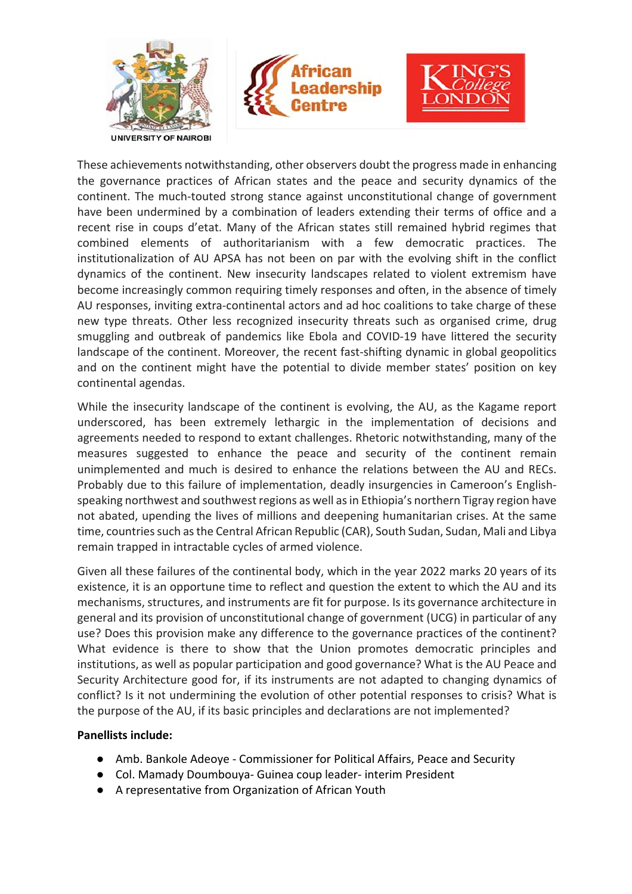These achievements notwithstanding, other observers doubt the progress made in enhancing the governance practices of African states and the peace and security dynamics of the continent. The much-touted strong stance against unconstitutional change of government have been undermined by a combination of leaders extending their terms of office and a recent rise in coups d'etat. Many of the African states still remained hybrid regimes that combined elements of authoritarianism with a few democratic practices. The institutionalization of AU APSA has not been on par with the evolving shift in the conflict dynamics of the continent. New insecurity landscapes related to violent extremism have become increasingly common requiring timely responses and often, in the absence of timely AU responses, inviting extra-continental actors and ad hoc coalitions to take charge of these new type threats. Other less recognized insecurity threats such as organised crime, drug smuggling and outbreak of pandemics like Ebola and COVID-19 have littered the security landscape of the continent. Moreover, the recent fast-shifting dynamic in global geopolitics and on the continent might have the potential to divide member states' position on key continental agendas.

While the insecurity landscape of the continent is evolving, the AU, as the Kagame report underscored, has been extremely lethargic in the implementation of decisions and agreements needed to respond to extant challenges. Rhetoric notwithstanding, many of the measures suggested to enhance the peace and security of the continent remain unimplemented and much is desired to enhance the relations between the AU and RECs. Probably due to this failure of implementation, deadly insurgencies in Cameroon's English-speaking northwest and southwest regions as well as in Ethiopia's northern Tigray region have not abated, upending the lives of millions and deepening humanitarian crises. At the same time, countries such as the Central African Republic (CAR), South Sudan, Sudan, Mali and Libya remain trapped in intractable cycles of armed violence.

Given all these failures of the continental body, which in the year 2022 marks 20 years of its existence, it is an opportune time to reflect and question the extent to which the AU and its mechanisms, structures, and instruments are fit for purpose. Is its governance architecture in general and its provision of unconstitutional change of government (UCG) in particular of any use? Does this provision make any difference to the governance practices of the continent? What evidence is there to show that the Union promotes democratic principles and institutions, as well as popular participation and good governance? What is the AU Peace and Security Architecture good for, if its instruments are not adapted to changing dynamics of conflict? Is it not undermining the evolution of other potential responses to crisis? What is the purpose of the AU, if its basic principles and declarations are not implemented?

**Panellists include:**

- Amb. Bankole Adeoye - Commissioner for Political Affairs, Peace and Security
- Col. Mamady Doumbouya- Guinea coup leader- interim President
- A representative from Organization of African Youth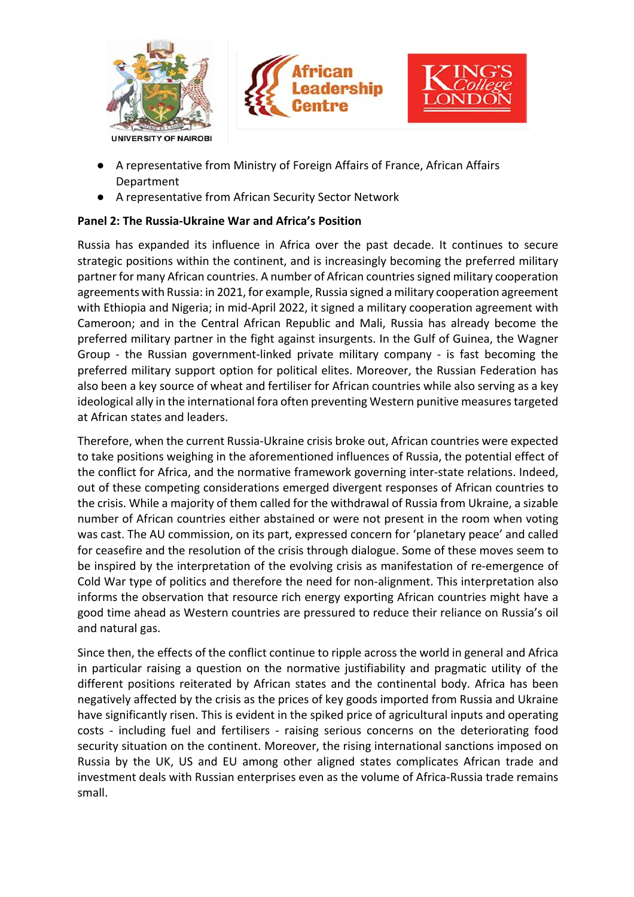- A representative from Ministry of Foreign Affairs of France, African Affairs Department
- A representative from African Security Sector Network

**Panel 2: The Russia-Ukraine War and Africa's Position**

Russia has expanded its influence in Africa over the past decade. It continues to secure strategic positions within the continent, and is increasingly becoming the preferred military partner for many African countries. A number of African countries signed military cooperation agreements with Russia: in 2021, for example, Russia signed a military cooperation agreement with Ethiopia and Nigeria; in mid-April 2022, it signed a military cooperation agreement with Cameroon; and in the Central African Republic and Mali, Russia has already become the preferred military partner in the fight against insurgents. In the Gulf of Guinea, the Wagner Group - the Russian government-linked private military company - is fast becoming the preferred military support option for political elites. Moreover, the Russian Federation has also been a key source of wheat and fertiliser for African countries while also serving as a key ideological ally in the international fora often preventing Western punitive measures targeted at African states and leaders.

Therefore, when the current Russia-Ukraine crisis broke out, African countries were expected to take positions weighing in the aforementioned influences of Russia, the potential effect of the conflict for Africa, and the normative framework governing inter-state relations. Indeed, out of these competing considerations emerged divergent responses of African countries to the crisis. While a majority of them called for the withdrawal of Russia from Ukraine, a sizable number of African countries either abstained or were not present in the room when voting was cast. The AU commission, on its part, expressed concern for 'planetary peace' and called for ceasefire and the resolution of the crisis through dialogue. Some of these moves seem to be inspired by the interpretation of the evolving crisis as manifestation of re-emergence of Cold War type of politics and therefore the need for non-alignment. This interpretation also informs the observation that resource rich energy exporting African countries might have a good time ahead as Western countries are pressured to reduce their reliance on Russia's oil and natural gas.

Since then, the effects of the conflict continue to ripple across the world in general and Africa in particular raising a question on the normative justifiability and pragmatic utility of the different positions reiterated by African states and the continental body. Africa has been negatively affected by the crisis as the prices of key goods imported from Russia and Ukraine have significantly risen. This is evident in the spiked price of agricultural inputs and operating costs - including fuel and fertilisers - raising serious concerns on the deteriorating food security situation on the continent. Moreover, the rising international sanctions imposed on Russia by the UK, US and EU among other aligned states complicates African trade and investment deals with Russian enterprises even as the volume of Africa-Russia trade remains small.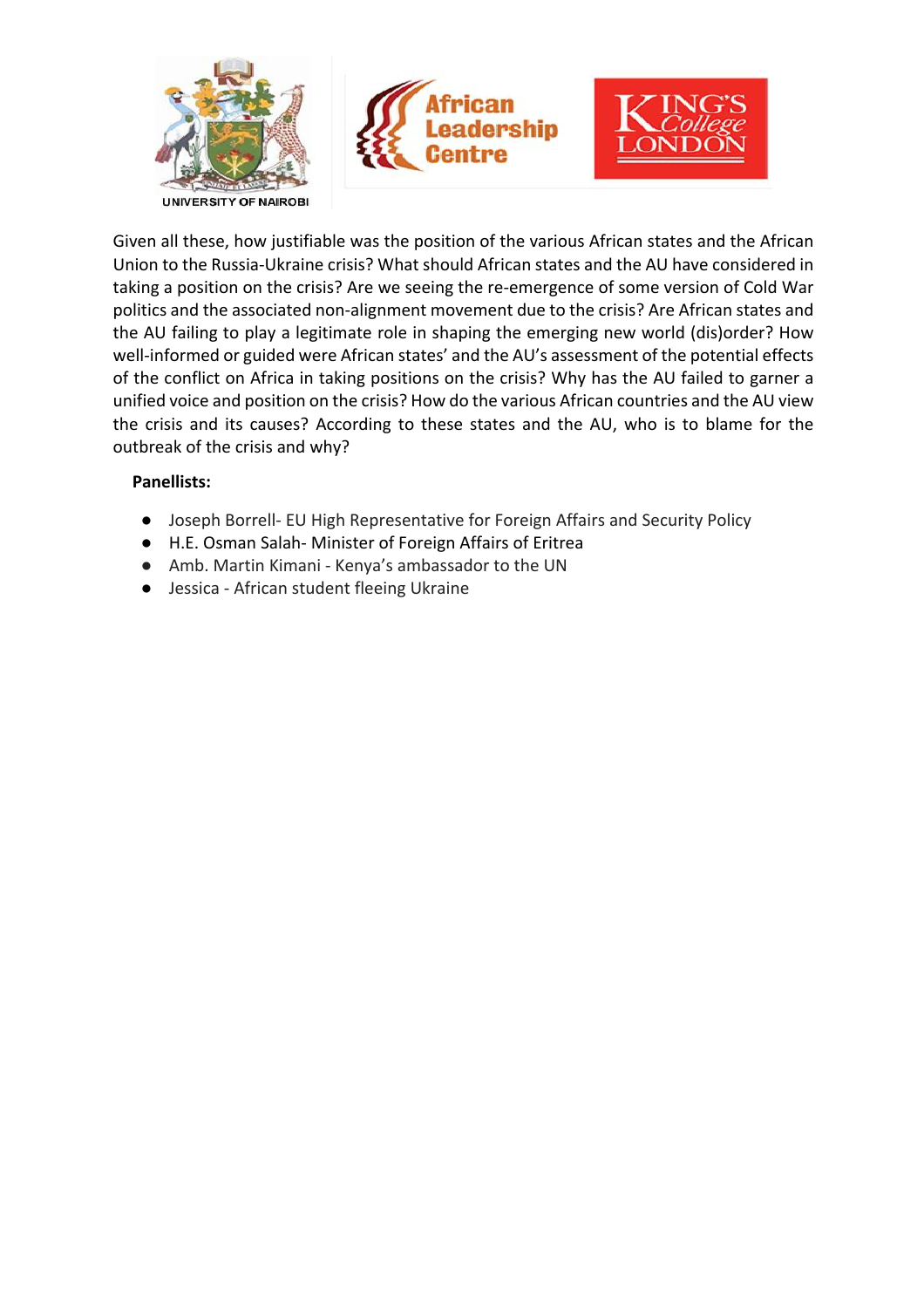Given all these, how justifiable was the position of the various African states and the African Union to the Russia-Ukraine crisis? What should African states and the AU have considered in taking a position on the crisis? Are we seeing the re-emergence of some version of Cold War politics and the associated non-alignment movement due to the crisis? Are African states and the AU failing to play a legitimate role in shaping the emerging new world (dis)order? How well-informed or guided were African states' and the AU's assessment of the potential effects of the conflict on Africa in taking positions on the crisis? Why has the AU failed to garner a unified voice and position on the crisis? How do the various African countries and the AU view the crisis and its causes? According to these states and the AU, who is to blame for the outbreak of the crisis and why?

**Panellists:**

- Joseph Borrell- EU High Representative for Foreign Affairs and Security Policy
- H.E. Osman Salah- Minister of Foreign Affairs of Eritrea
- Amb. Martin Kimani - Kenya's ambassador to the UN
- Jessica - African student fleeing Ukraine